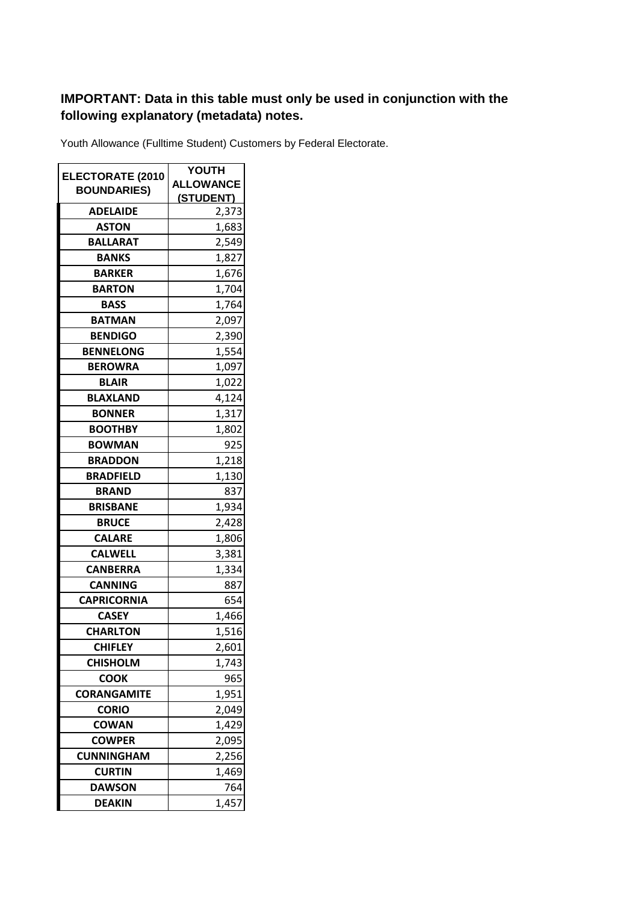**IMPORTANT: Data in this table must only be used in conjunction with the following explanatory (metadata) notes.**

Youth Allowance (Fulltime Student) Customers by Federal Electorate.

| ELECTORATE (2010 BOUNDARIES) | YOUTH ALLOWANCE (STUDENT) |
|---|---|
| ADELAIDE | 2,373 |
| ASTON | 1,683 |
| BALLARAT | 2,549 |
| BANKS | 1,827 |
| BARKER | 1,676 |
| BARTON | 1,704 |
| BASS | 1,764 |
| BATMAN | 2,097 |
| BENDIGO | 2,390 |
| BENNELONG | 1,554 |
| BEROWRA | 1,097 |
| BLAIR | 1,022 |
| BLAXLAND | 4,124 |
| BONNER | 1,317 |
| BOOTHBY | 1,802 |
| BOWMAN | 925 |
| BRADDON | 1,218 |
| BRADFIELD | 1,130 |
| BRAND | 837 |
| BRISBANE | 1,934 |
| BRUCE | 2,428 |
| CALARE | 1,806 |
| CALWELL | 3,381 |
| CANBERRA | 1,334 |
| CANNING | 887 |
| CAPRICORNIA | 654 |
| CASEY | 1,466 |
| CHARLTON | 1,516 |
| CHIFLEY | 2,601 |
| CHISHOLM | 1,743 |
| COOK | 965 |
| CORANGAMITE | 1,951 |
| CORIO | 2,049 |
| COWAN | 1,429 |
| COWPER | 2,095 |
| CUNNINGHAM | 2,256 |
| CURTIN | 1,469 |
| DAWSON | 764 |
| DEAKIN | 1,457 |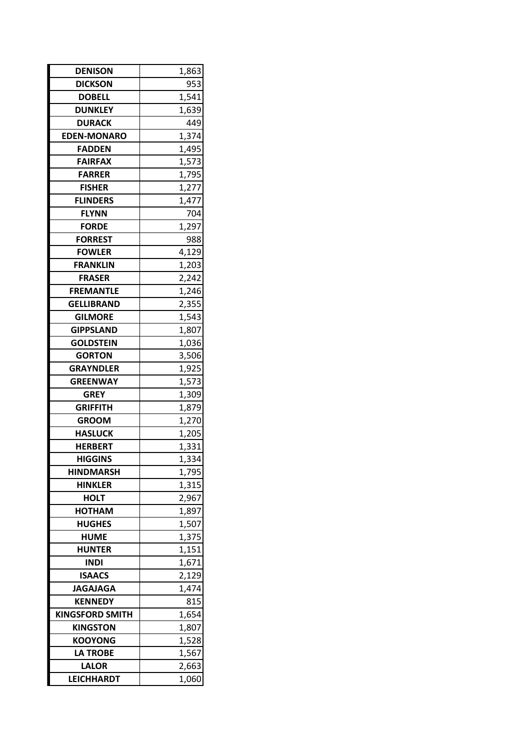| DENISON | 1,863 |
|---|---|
| DICKSON | 953 |
| DOBELL | 1,541 |
| DUNKLEY | 1,639 |
| DURACK | 449 |
| EDEN-MONARO | 1,374 |
| FADDEN | 1,495 |
| FAIRFAX | 1,573 |
| FARRER | 1,795 |
| FISHER | 1,277 |
| FLINDERS | 1,477 |
| FLYNN | 704 |
| FORDE | 1,297 |
| FORREST | 988 |
| FOWLER | 4,129 |
| FRANKLIN | 1,203 |
| FRASER | 2,242 |
| FREMANTLE | 1,246 |
| GELLIBRAND | 2,355 |
| GILMORE | 1,543 |
| GIPPSLAND | 1,807 |
| GOLDSTEIN | 1,036 |
| GORTON | 3,506 |
| GRAYNDLER | 1,925 |
| GREENWAY | 1,573 |
| GREY | 1,309 |
| GRIFFITH | 1,879 |
| GROOM | 1,270 |
| HASLUCK | 1,205 |
| HERBERT | 1,331 |
| HIGGINS | 1,334 |
| HINDMARSH | 1,795 |
| HINKLER | 1,315 |
| HOLT | 2,967 |
| HOTHAM | 1,897 |
| HUGHES | 1,507 |
| HUME | 1,375 |
| HUNTER | 1,151 |
| INDI | 1,671 |
| ISAACS | 2,129 |
| JAGAJAGA | 1,474 |
| KENNEDY | 815 |
| KINGSFORD SMITH | 1,654 |
| KINGSTON | 1,807 |
| KOOYONG | 1,528 |
| LA TROBE | 1,567 |
| LALOR | 2,663 |
| LEICHHARDT | 1,060 |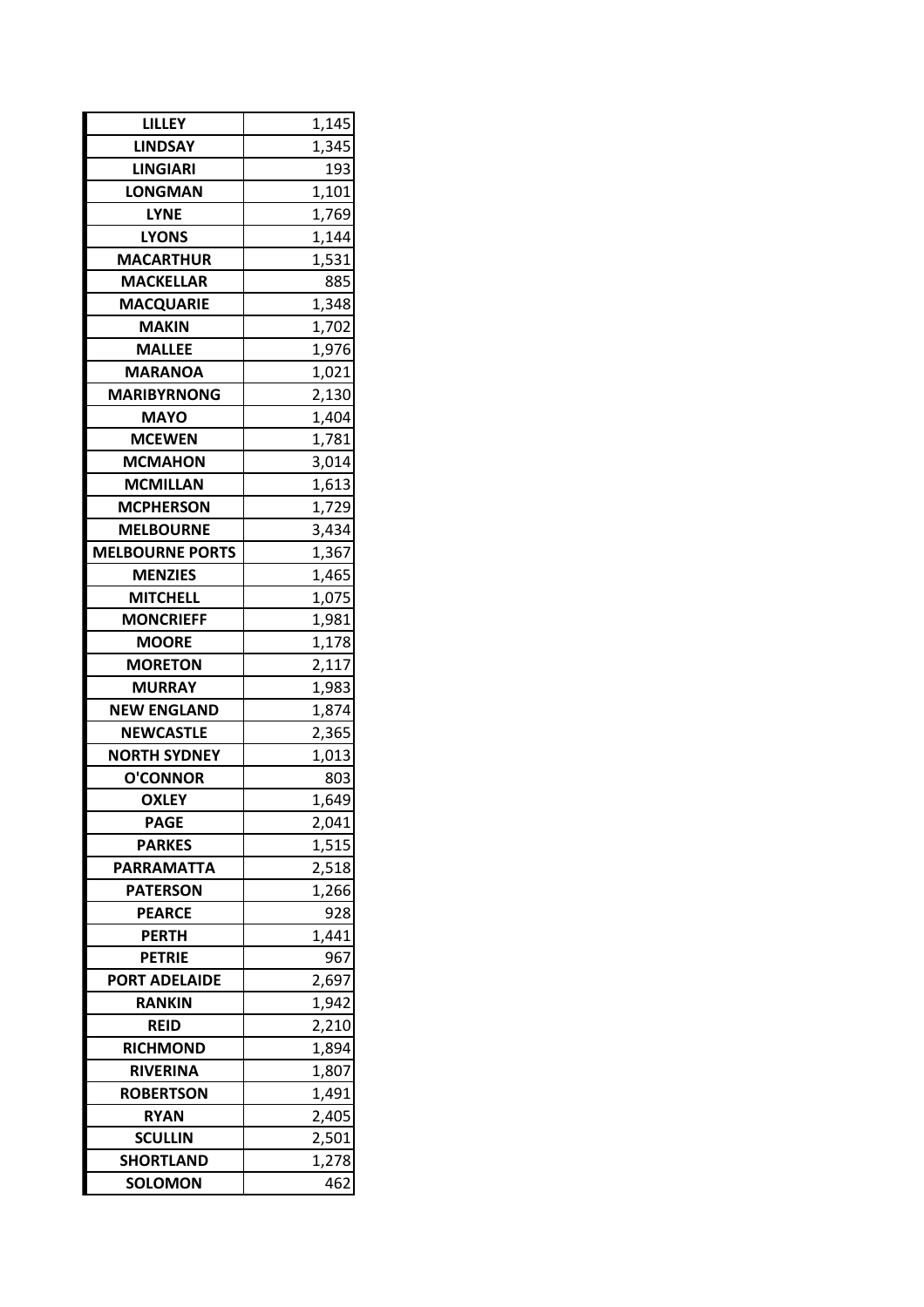| LILLEY | 1,145 |
|---|---|
| LINDSAY | 1,345 |
| LINGIARI | 193 |
| LONGMAN | 1,101 |
| LYNE | 1,769 |
| LYONS | 1,144 |
| MACARTHUR | 1,531 |
| MACKELLAR | 885 |
| MACQUARIE | 1,348 |
| MAKIN | 1,702 |
| MALLEE | 1,976 |
| MARANOA | 1,021 |
| MARIBYRNONG | 2,130 |
| MAYO | 1,404 |
| MCEWEN | 1,781 |
| MCMAHON | 3,014 |
| MCMILLAN | 1,613 |
| MCPHERSON | 1,729 |
| MELBOURNE | 3,434 |
| MELBOURNE PORTS | 1,367 |
| MENZIES | 1,465 |
| MITCHELL | 1,075 |
| MONCRIEFF | 1,981 |
| MOORE | 1,178 |
| MORETON | 2,117 |
| MURRAY | 1,983 |
| NEW ENGLAND | 1,874 |
| NEWCASTLE | 2,365 |
| NORTH SYDNEY | 1,013 |
| O'CONNOR | 803 |
| OXLEY | 1,649 |
| PAGE | 2,041 |
| PARKES | 1,515 |
| PARRAMATTA | 2,518 |
| PATERSON | 1,266 |
| PEARCE | 928 |
| PERTH | 1,441 |
| PETRIE | 967 |
| PORT ADELAIDE | 2,697 |
| RANKIN | 1,942 |
| REID | 2,210 |
| RICHMOND | 1,894 |
| RIVERINA | 1,807 |
| ROBERTSON | 1,491 |
| RYAN | 2,405 |
| SCULLIN | 2,501 |
| SHORTLAND | 1,278 |
| SOLOMON | 462 |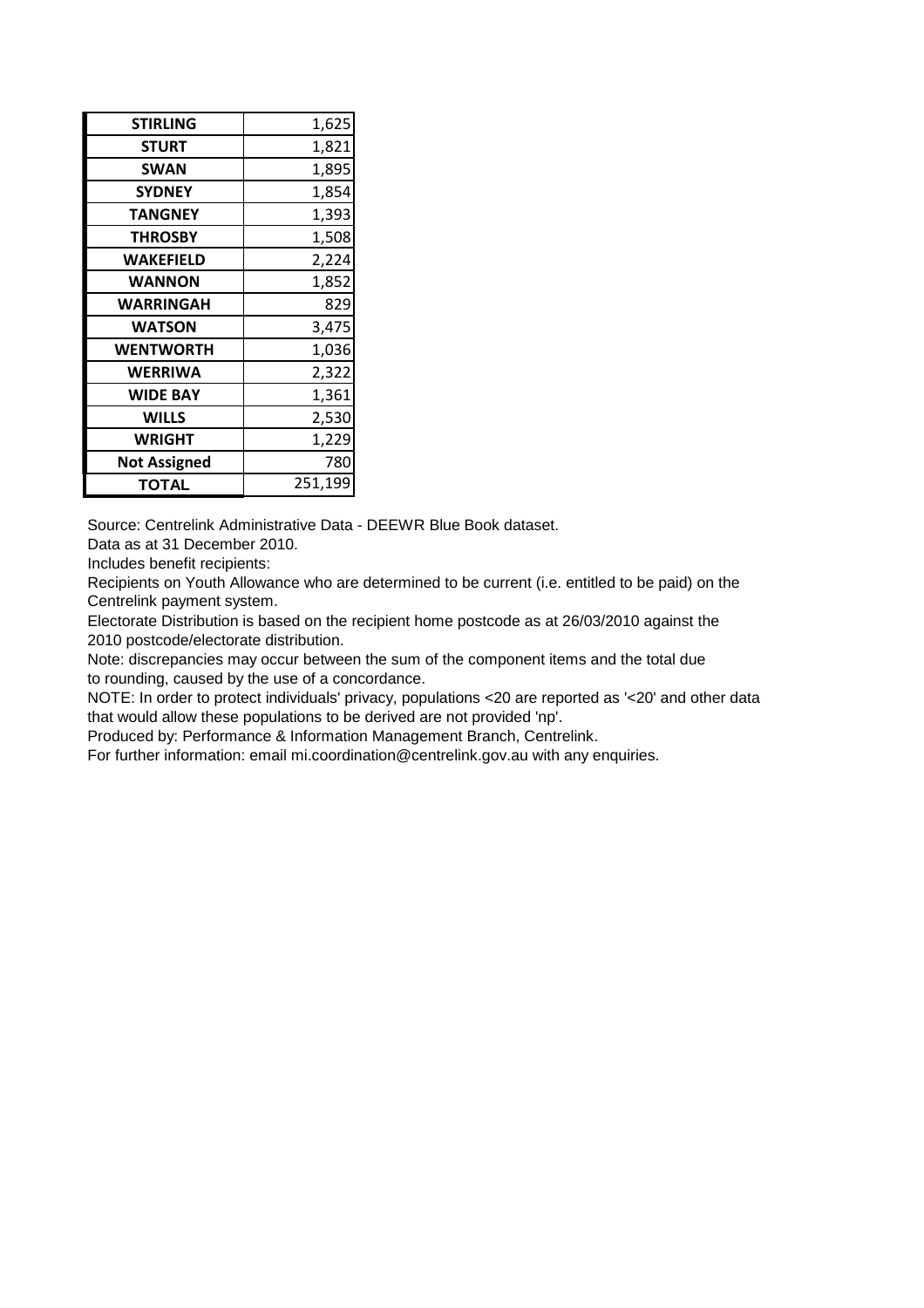| | |
|---|---|
| STIRLING | 1,625 |
| STURT | 1,821 |
| SWAN | 1,895 |
| SYDNEY | 1,854 |
| TANGNEY | 1,393 |
| THROSBY | 1,508 |
| WAKEFIELD | 2,224 |
| WANNON | 1,852 |
| WARRINGAH | 829 |
| WATSON | 3,475 |
| WENTWORTH | 1,036 |
| WERRIWA | 2,322 |
| WIDE BAY | 1,361 |
| WILLS | 2,530 |
| WRIGHT | 1,229 |
| Not Assigned | 780 |
| TOTAL | 251,199 |

Source: Centrelink Administrative Data - DEEWR Blue Book dataset.

Data as at 31 December 2010.

Includes benefit recipients:

Recipients on Youth Allowance who are determined to be current (i.e. entitled to be paid) on the Centrelink payment system.

Electorate Distribution is based on the recipient home postcode as at 26/03/2010 against the 2010 postcode/electorate distribution.

Note: discrepancies may occur between the sum of the component items and the total due to rounding, caused by the use of a concordance.

NOTE: In order to protect individuals' privacy, populations <20 are reported as '<20' and other data that would allow these populations to be derived are not provided 'np'.

Produced by: Performance & Information Management Branch, Centrelink.

For further information: email mi.coordination@centrelink.gov.au with any enquiries.